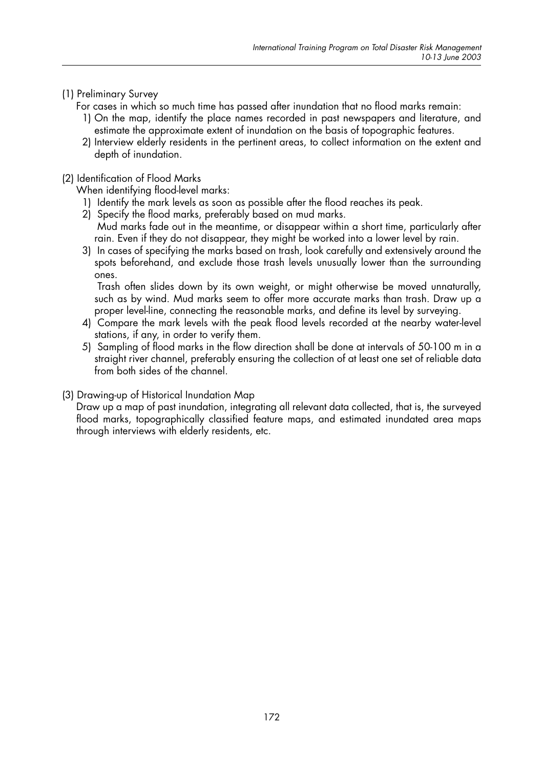(1) Preliminary Survey

For cases in which so much time has passed after inundation that no flood marks remain:

1) On the map, identify the place names recorded in past newspapers and literature, and estimate the approximate extent of inundation on the basis of topographic features.
2) Interview elderly residents in the pertinent areas, to collect information on the extent and depth of inundation.

(2) Identification of Flood Marks

When identifying flood-level marks:

1) Identify the mark levels as soon as possible after the flood reaches its peak.
2) Specify the flood marks, preferably based on mud marks.
   Mud marks fade out in the meantime, or disappear within a short time, particularly after rain. Even if they do not disappear, they might be worked into a lower level by rain.
3) In cases of specifying the marks based on trash, look carefully and extensively around the spots beforehand, and exclude those trash levels unusually lower than the surrounding ones.
   Trash often slides down by its own weight, or might otherwise be moved unnaturally, such as by wind. Mud marks seem to offer more accurate marks than trash. Draw up a proper level-line, connecting the reasonable marks, and define its level by surveying.
4) Compare the mark levels with the peak flood levels recorded at the nearby water-level stations, if any, in order to verify them.
5) Sampling of flood marks in the flow direction shall be done at intervals of 50-100 m in a straight river channel, preferably ensuring the collection of at least one set of reliable data from both sides of the channel.

(3) Drawing-up of Historical Inundation Map

Draw up a map of past inundation, integrating all relevant data collected, that is, the surveyed flood marks, topographically classified feature maps, and estimated inundated area maps through interviews with elderly residents, etc.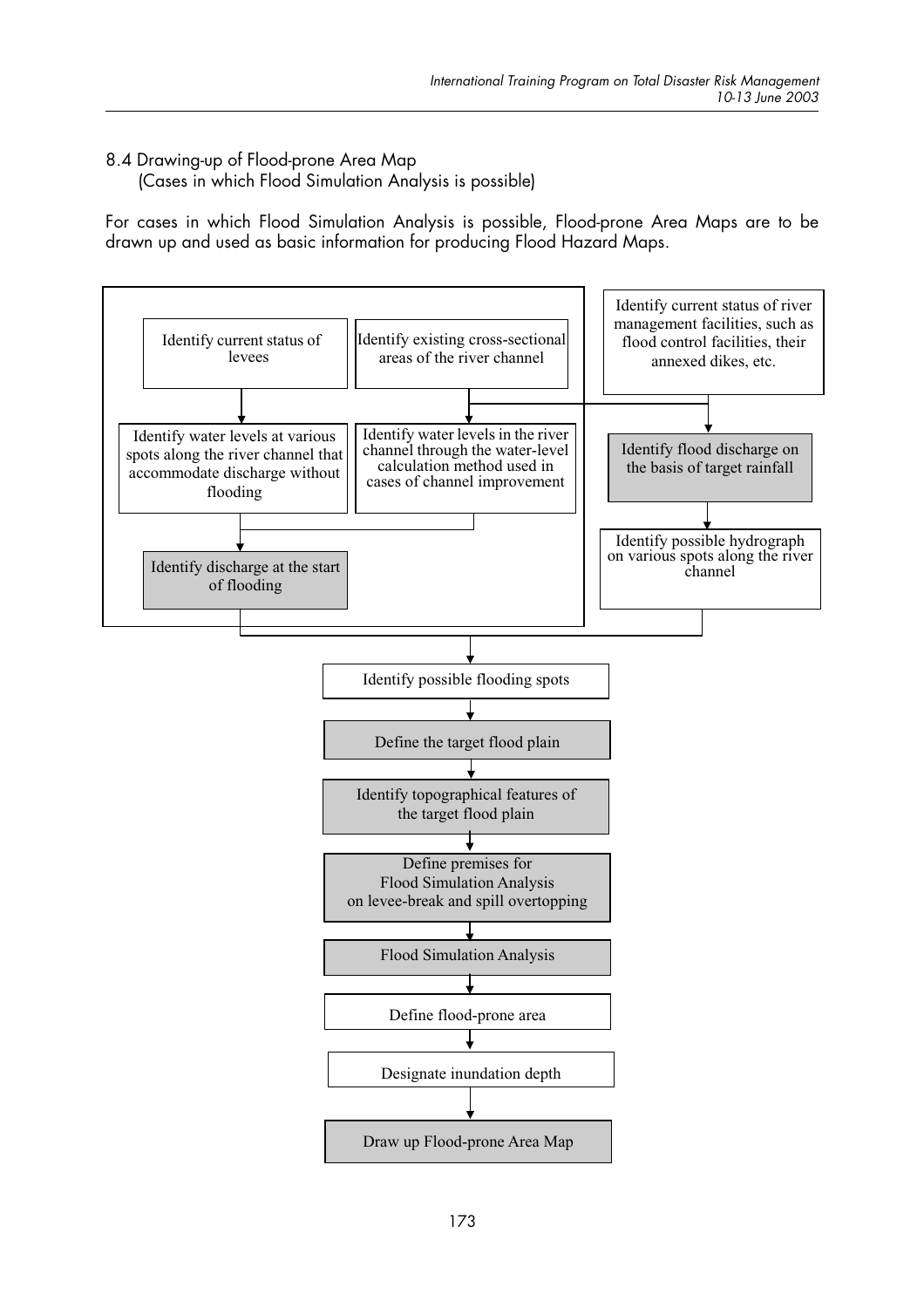8.4 Drawing-up of Flood-prone Area Map
(Cases in which Flood Simulation Analysis is possible)

For cases in which Flood Simulation Analysis is possible, Flood-prone Area Maps are to be drawn up and used as basic information for producing Flood Hazard Maps.

Identify current status of levees

Identify existing cross-sectional areas of the river channel

Identify current status of river management facilities, such as flood control facilities, their annexed dikes, etc.

Identify water levels at various spots along the river channel that accommodate discharge without flooding

Identify water levels in the river channel through the water-level calculation method used in cases of channel improvement

Identify flood discharge on the basis of target rainfall

Identify discharge at the start of flooding

Identify possible hydrograph on various spots along the river channel

Identify possible flooding spots

Define the target flood plain

Identify topographical features of the target flood plain

Define premises for Flood Simulation Analysis on levee-break and spill overtopping

Flood Simulation Analysis

Define flood-prone area

Designate inundation depth

Draw up Flood-prone Area Map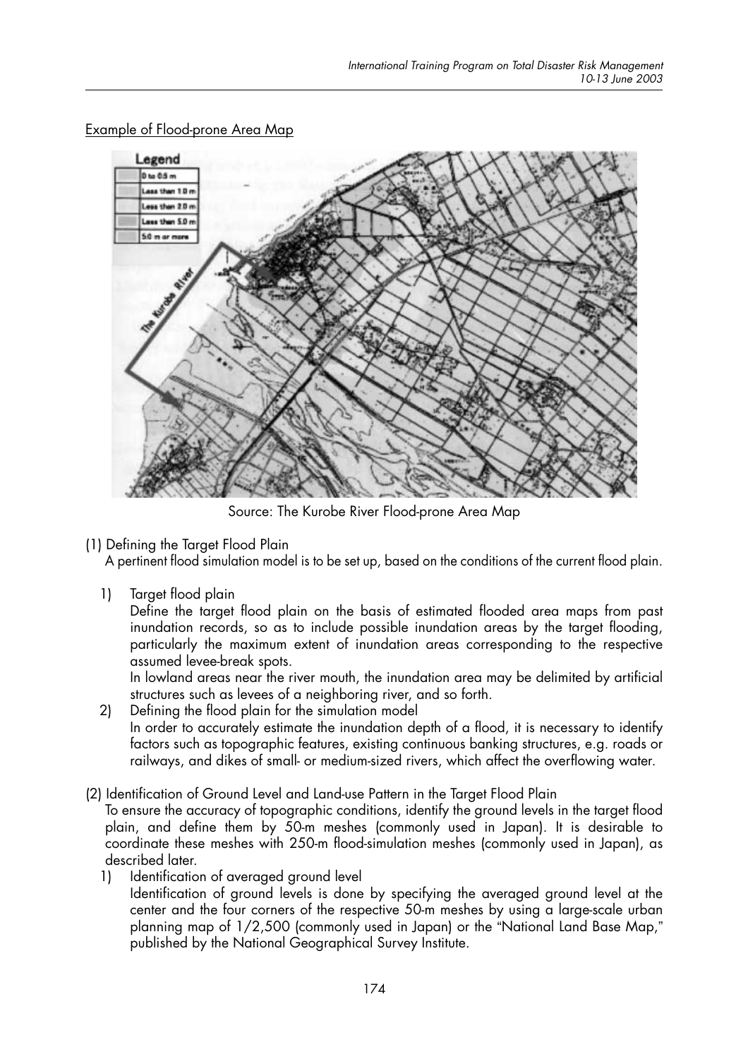Example of Flood-prone Area Map

Source: The Kurobe River Flood-prone Area Map

(1) Defining the Target Flood Plain

A pertinent flood simulation model is to be set up, based on the conditions of the current flood plain.

1) Target flood plain

Define the target flood plain on the basis of estimated flooded area maps from past inundation records, so as to include possible inundation areas by the target flooding, particularly the maximum extent of inundation areas corresponding to the respective assumed levee-break spots.

In lowland areas near the river mouth, the inundation area may be delimited by artificial structures such as levees of a neighboring river, and so forth.

2) Defining the flood plain for the simulation model

In order to accurately estimate the inundation depth of a flood, it is necessary to identify factors such as topographic features, existing continuous banking structures, e.g. roads or railways, and dikes of small- or medium-sized rivers, which affect the overflowing water.

(2) Identification of Ground Level and Land-use Pattern in the Target Flood Plain

To ensure the accuracy of topographic conditions, identify the ground levels in the target flood plain, and define them by 50-m meshes (commonly used in Japan). It is desirable to coordinate these meshes with 250-m flood-simulation meshes (commonly used in Japan), as described later.

1) Identification of averaged ground level

Identification of ground levels is done by specifying the averaged ground level at the center and the four corners of the respective 50-m meshes by using a large-scale urban planning map of 1/2,500 (commonly used in Japan) or the "National Land Base Map," published by the National Geographical Survey Institute.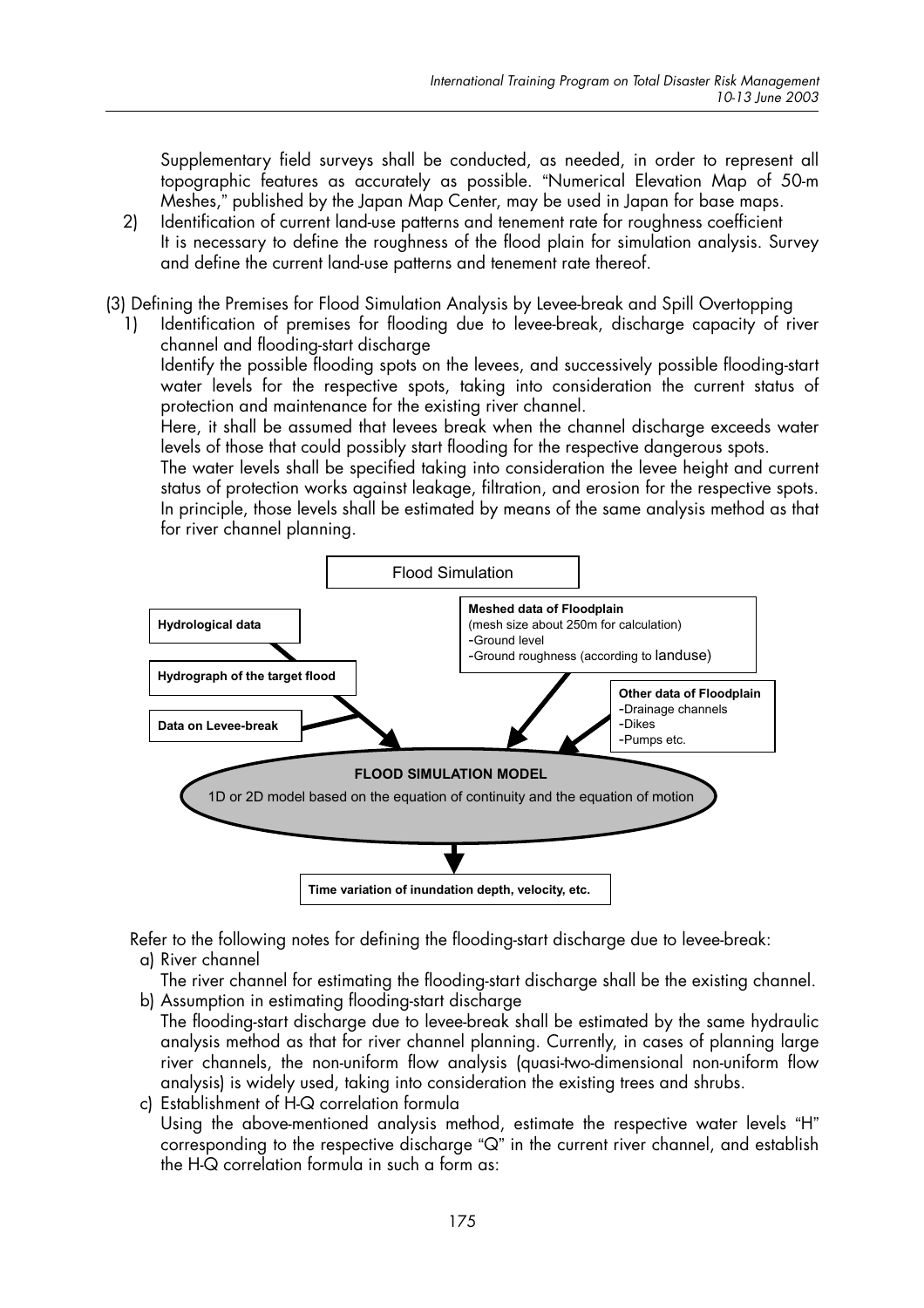Supplementary field surveys shall be conducted, as needed, in order to represent all topographic features as accurately as possible. "Numerical Elevation Map of 50-m Meshes," published by the Japan Map Center, may be used in Japan for base maps.

2) Identification of current land-use patterns and tenement rate for roughness coefficient
It is necessary to define the roughness of the flood plain for simulation analysis. Survey and define the current land-use patterns and tenement rate thereof.

(3) Defining the Premises for Flood Simulation Analysis by Levee-break and Spill Overtopping

1) Identification of premises for flooding due to levee-break, discharge capacity of river channel and flooding-start discharge
Identify the possible flooding spots on the levees, and successively possible flooding-start water levels for the respective spots, taking into consideration the current status of protection and maintenance for the existing river channel.
Here, it shall be assumed that levees break when the channel discharge exceeds water levels of those that could possibly start flooding for the respective dangerous spots.
The water levels shall be specified taking into consideration the levee height and current status of protection works against leakage, filtration, and erosion for the respective spots. In principle, those levels shall be estimated by means of the same analysis method as that for river channel planning.

Flood Simulation

- Hydrological data
- Hydrograph of the target flood
- Data on Levee-break
- **Meshed data of Floodplain** (mesh size about 250m for calculation)
  - Ground level
  - Ground roughness (according to landuse)
- **Other data of Floodplain**
  - Drainage channels
  - Dikes
  - Pumps etc.

**FLOOD SIMULATION MODEL**
1D or 2D model based on the equation of continuity and the equation of motion

→ Time variation of inundation depth, velocity, etc.

Refer to the following notes for defining the flooding-start discharge due to levee-break:

a) River channel
The river channel for estimating the flooding-start discharge shall be the existing channel.

b) Assumption in estimating flooding-start discharge
The flooding-start discharge due to levee-break shall be estimated by the same hydraulic analysis method as that for river channel planning. Currently, in cases of planning large river channels, the non-uniform flow analysis (quasi-two-dimensional non-uniform flow analysis) is widely used, taking into consideration the existing trees and shrubs.

c) Establishment of H-Q correlation formula
Using the above-mentioned analysis method, estimate the respective water levels "H" corresponding to the respective discharge "Q" in the current river channel, and establish the H-Q correlation formula in such a form as: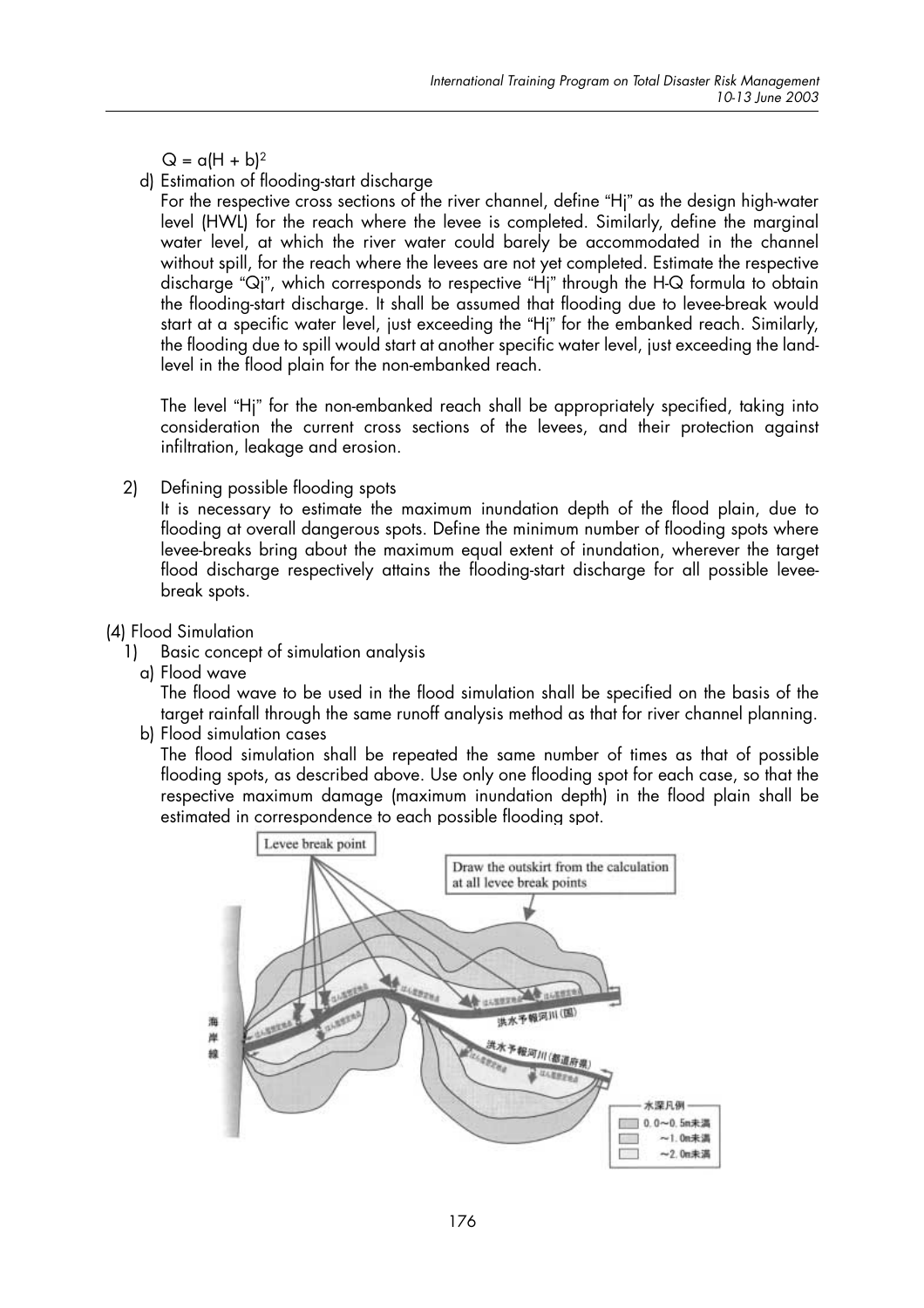$Q = a(H + b)^2$

d) Estimation of flooding-start discharge

For the respective cross sections of the river channel, define "Hj" as the design high-water level (HWL) for the reach where the levee is completed. Similarly, define the marginal water level, at which the river water could barely be accommodated in the channel without spill, for the reach where the levees are not yet completed. Estimate the respective discharge "Qj", which corresponds to respective "Hj" through the H-Q formula to obtain the flooding-start discharge. It shall be assumed that flooding due to levee-break would start at a specific water level, just exceeding the "Hj" for the embanked reach. Similarly, the flooding due to spill would start at another specific water level, just exceeding the land-level in the flood plain for the non-embanked reach.

The level "Hj" for the non-embanked reach shall be appropriately specified, taking into consideration the current cross sections of the levees, and their protection against infiltration, leakage and erosion.

2) Defining possible flooding spots

It is necessary to estimate the maximum inundation depth of the flood plain, due to flooding at overall dangerous spots. Define the minimum number of flooding spots where levee-breaks bring about the maximum equal extent of inundation, wherever the target flood discharge respectively attains the flooding-start discharge for all possible levee-break spots.

(4) Flood Simulation

1) Basic concept of simulation analysis

a) Flood wave

The flood wave to be used in the flood simulation shall be specified on the basis of the target rainfall through the same runoff analysis method as that for river channel planning.

b) Flood simulation cases

The flood simulation shall be repeated the same number of times as that of possible flooding spots, as described above. Use only one flooding spot for each case, so that the respective maximum damage (maximum inundation depth) in the flood plain shall be estimated in correspondence to each possible flooding spot.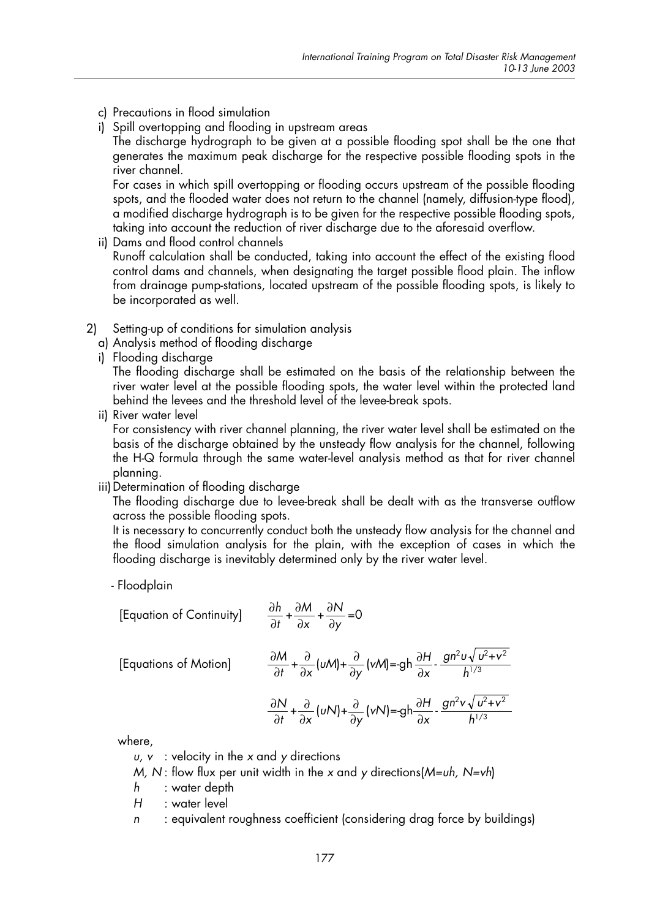c) Precautions in flood simulation

i) Spill overtopping and flooding in upstream areas

The discharge hydrograph to be given at a possible flooding spot shall be the one that generates the maximum peak discharge for the respective possible flooding spots in the river channel.

For cases in which spill overtopping or flooding occurs upstream of the possible flooding spots, and the flooded water does not return to the channel (namely, diffusion-type flood), a modified discharge hydrograph is to be given for the respective possible flooding spots, taking into account the reduction of river discharge due to the aforesaid overflow.

ii) Dams and flood control channels

Runoff calculation shall be conducted, taking into account the effect of the existing flood control dams and channels, when designating the target possible flood plain. The inflow from drainage pump-stations, located upstream of the possible flooding spots, is likely to be incorporated as well.

2) Setting-up of conditions for simulation analysis

a) Analysis method of flooding discharge

i) Flooding discharge

The flooding discharge shall be estimated on the basis of the relationship between the river water level at the possible flooding spots, the water level within the protected land behind the levees and the threshold level of the levee-break spots.

ii) River water level

For consistency with river channel planning, the river water level shall be estimated on the basis of the discharge obtained by the unsteady flow analysis for the channel, following the H-Q formula through the same water-level analysis method as that for river channel planning.

iii) Determination of flooding discharge

The flooding discharge due to levee-break shall be dealt with as the transverse outflow across the possible flooding spots.

It is necessary to concurrently conduct both the unsteady flow analysis for the channel and the flood simulation analysis for the plain, with the exception of cases in which the flooding discharge is inevitably determined only by the river water level.

- Floodplain

[Equation of Continuity]

$$\frac{\partial h}{\partial t} + \frac{\partial M}{\partial x} + \frac{\partial N}{\partial y} = 0$$

[Equations of Motion]

$$\frac{\partial M}{\partial t} + \frac{\partial}{\partial x}(uM) + \frac{\partial}{\partial y}(vM) = -gh\frac{\partial H}{\partial x} - \frac{gn^2 u\sqrt{u^2+v^2}}{h^{1/3}}$$

$$\frac{\partial N}{\partial t} + \frac{\partial}{\partial x}(uN) + \frac{\partial}{\partial y}(vN) = -gh\frac{\partial H}{\partial x} - \frac{gn^2 v\sqrt{u^2+v^2}}{h^{1/3}}$$

where,

$u$, $v$ : velocity in the $x$ and $y$ directions

$M$, $N$ : flow flux per unit width in the $x$ and $y$ directions ($M=uh$, $N=vh$)

$h$ : water depth

$H$ : water level

$n$ : equivalent roughness coefficient (considering drag force by buildings)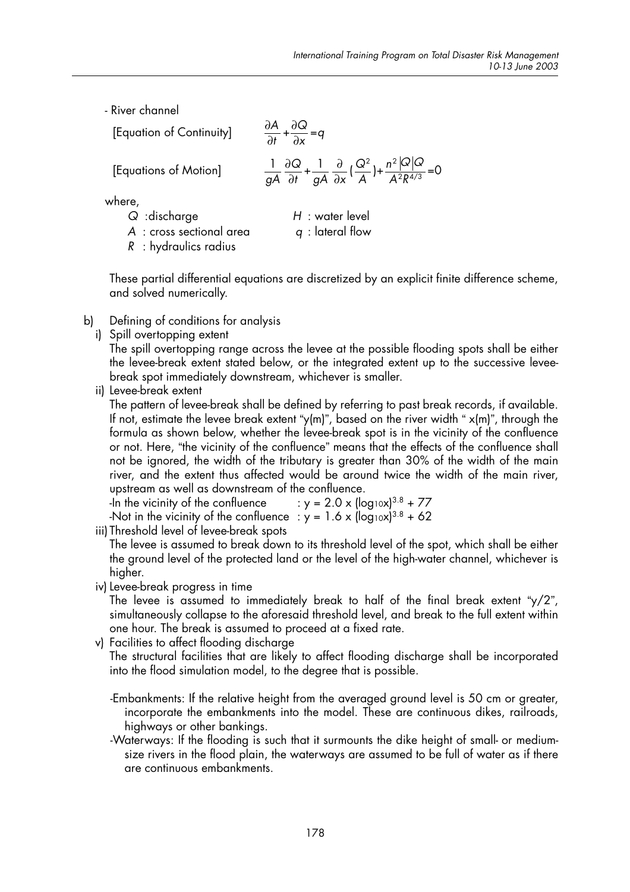- River channel

[Equation of Continuity] $$\frac{\partial A}{\partial t}+\frac{\partial Q}{\partial x}=q$$

[Equations of Motion] $$\frac{1}{gA}\frac{\partial Q}{\partial t}+\frac{1}{gA}\frac{\partial}{\partial x}\left(\frac{Q^2}{A}\right)+\frac{n^2|Q|Q}{A^2R^{4/3}}=0$$

where,

- $Q$ :discharge
- $A$ : cross sectional area
- $R$ : hydraulics radius
- $H$ : water level
- $q$ : lateral flow

These partial differential equations are discretized by an explicit finite difference scheme, and solved numerically.

b) Defining of conditions for analysis

i) Spill overtopping extent

The spill overtopping range across the levee at the possible flooding spots shall be either the levee-break extent stated below, or the integrated extent up to the successive levee-break spot immediately downstream, whichever is smaller.

ii) Levee-break extent

The pattern of levee-break shall be defined by referring to past break records, if available. If not, estimate the levee break extent "y(m)", based on the river width " x(m)", through the formula as shown below, whether the levee-break spot is in the vicinity of the confluence or not. Here, "the vicinity of the confluence" means that the effects of the confluence shall not be ignored, the width of the tributary is greater than 30% of the width of the main river, and the extent thus affected would be around twice the width of the main river, upstream as well as downstream of the confluence.

-In the vicinity of the confluence : $y = 2.0 \times (\log_{10}x)^{3.8} + 77$

-Not in the vicinity of the confluence : $y = 1.6 \times (\log_{10}x)^{3.8} + 62$

iii) Threshold level of levee-break spots

The levee is assumed to break down to its threshold level of the spot, which shall be either the ground level of the protected land or the level of the high-water channel, whichever is higher.

iv) Levee-break progress in time

The levee is assumed to immediately break to half of the final break extent "y/2", simultaneously collapse to the aforesaid threshold level, and break to the full extent within one hour. The break is assumed to proceed at a fixed rate.

v) Facilities to affect flooding discharge

The structural facilities that are likely to affect flooding discharge shall be incorporated into the flood simulation model, to the degree that is possible.

-Embankments: If the relative height from the averaged ground level is 50 cm or greater, incorporate the embankments into the model. These are continuous dikes, railroads, highways or other bankings.

-Waterways: If the flooding is such that it surmounts the dike height of small- or medium-size rivers in the flood plain, the waterways are assumed to be full of water as if there are continuous embankments.